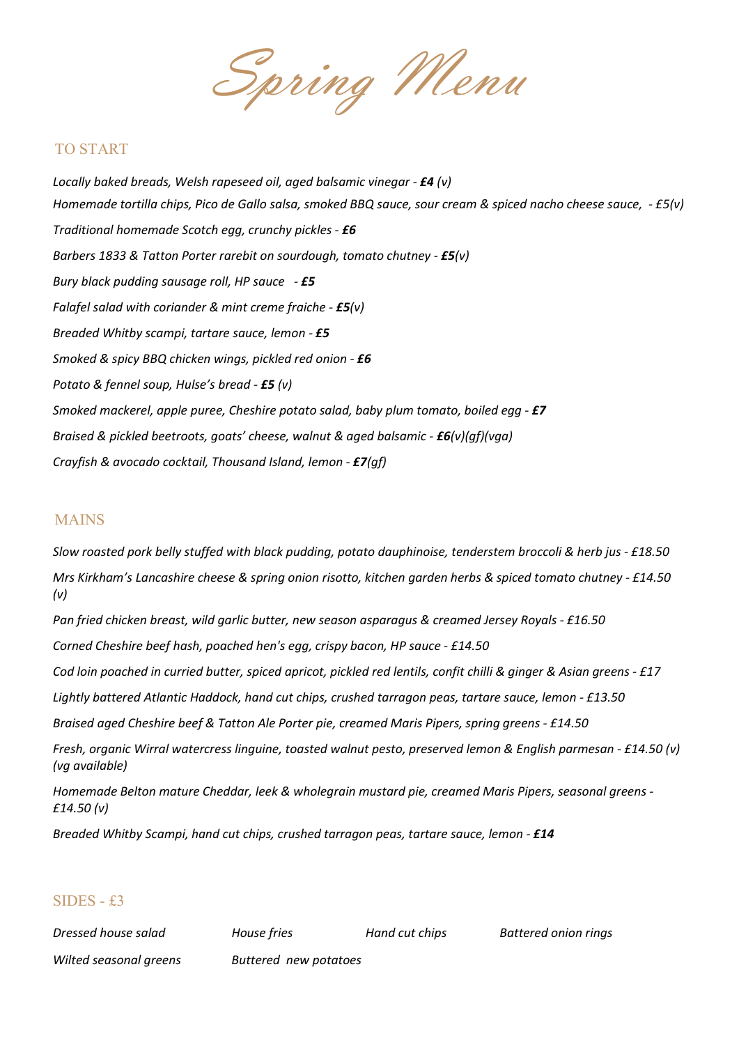# Spring Menu

## TO START

*Locally baked breads, Welsh rapeseed oil, aged balsamic vinegar - **£4** (v)*

*Homemade tortilla chips, Pico de Gallo salsa, smoked BBQ sauce, sour cream & spiced nacho cheese sauce, - £5(v)*

*Traditional homemade Scotch egg, crunchy pickles - **£6***

*Barbers 1833 & Tatton Porter rarebit on sourdough, tomato chutney - **£5**(v)*

*Bury black pudding sausage roll, HP sauce - **£5***

*Falafel salad with coriander & mint creme fraiche - **£5**(v)*

*Breaded Whitby scampi, tartare sauce, lemon - **£5***

*Smoked & spicy BBQ chicken wings, pickled red onion - **£6***

*Potato & fennel soup, Hulse's bread - **£5** (v)*

*Smoked mackerel, apple puree, Cheshire potato salad, baby plum tomato, boiled egg - **£7***

*Braised & pickled beetroots, goats' cheese, walnut & aged balsamic - **£6**(v)(gf)(vga)*

*Crayfish & avocado cocktail, Thousand Island, lemon - **£7**(gf)*

## MAINS

*Slow roasted pork belly stuffed with black pudding, potato dauphinoise, tenderstem broccoli & herb jus - £18.50*

*Mrs Kirkham's Lancashire cheese & spring onion risotto, kitchen garden herbs & spiced tomato chutney - £14.50 (v)*

*Pan fried chicken breast, wild garlic butter, new season asparagus & creamed Jersey Royals - £16.50*

*Corned Cheshire beef hash, poached hen's egg, crispy bacon, HP sauce - £14.50*

*Cod loin poached in curried butter, spiced apricot, pickled red lentils, confit chilli & ginger & Asian greens - £17*

*Lightly battered Atlantic Haddock, hand cut chips, crushed tarragon peas, tartare sauce, lemon - £13.50*

*Braised aged Cheshire beef & Tatton Ale Porter pie, creamed Maris Pipers, spring greens - £14.50*

*Fresh, organic Wirral watercress linguine, toasted walnut pesto, preserved lemon & English parmesan - £14.50 (v) (vg available)*

*Homemade Belton mature Cheddar, leek & wholegrain mustard pie, creamed Maris Pipers, seasonal greens - £14.50 (v)*

*Breaded Whitby Scampi, hand cut chips, crushed tarragon peas, tartare sauce, lemon - **£14***

## SIDES - £3

*Dressed house salad*

*House fries*

*Hand cut chips*

*Battered onion rings*

*Wilted seasonal greens*

*Buttered new potatoes*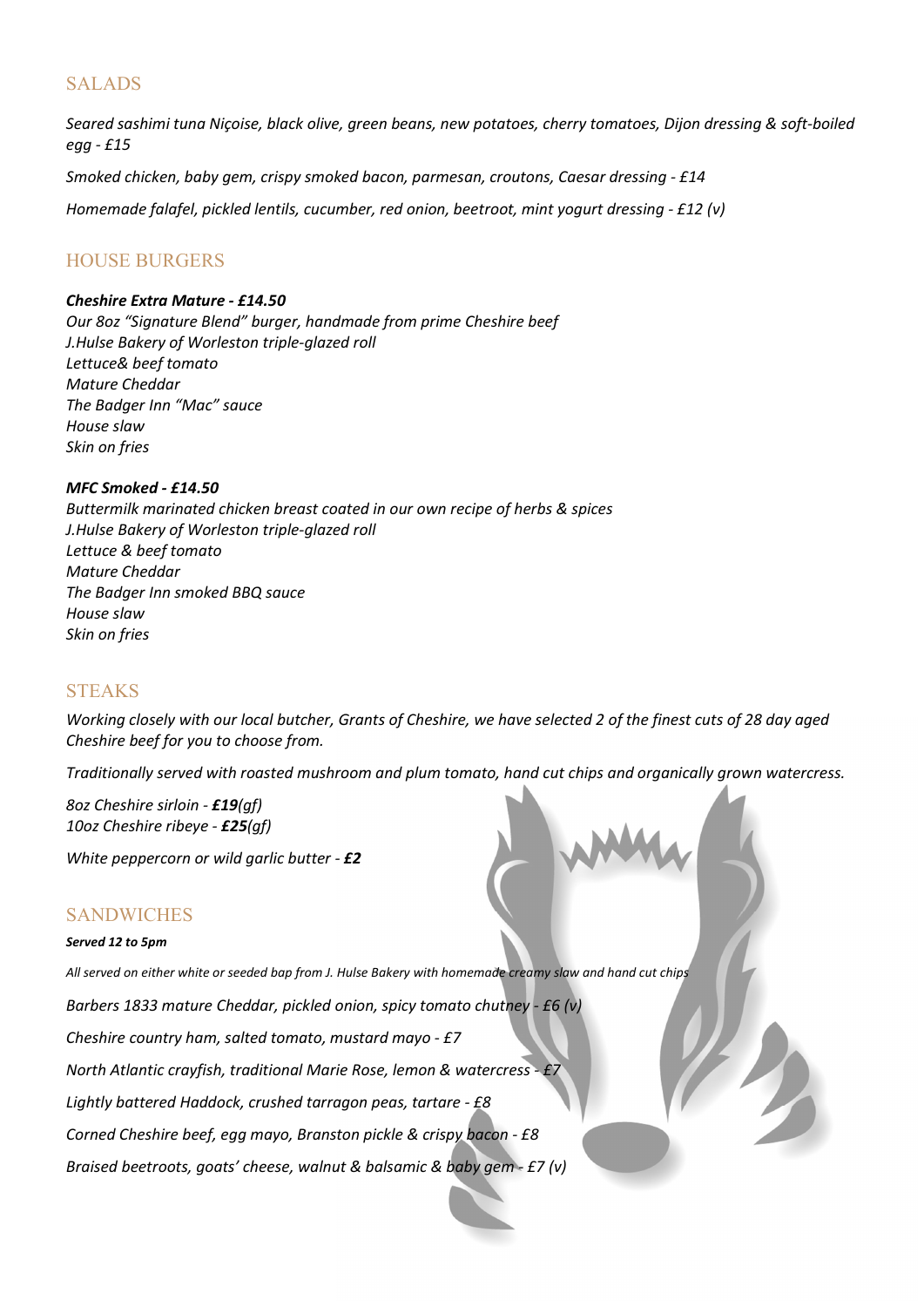## SALADS

*Seared sashimi tuna Niçoise, black olive, green beans, new potatoes, cherry tomatoes, Dijon dressing & soft-boiled egg - £15*

*Smoked chicken, baby gem, crispy smoked bacon, parmesan, croutons, Caesar dressing - £14*

*Homemade falafel, pickled lentils, cucumber, red onion, beetroot, mint yogurt dressing - £12 (v)*

## HOUSE BURGERS

***Cheshire Extra Mature - £14.50***
*Our 8oz "Signature Blend" burger, handmade from prime Cheshire beef*
*J.Hulse Bakery of Worleston triple-glazed roll*
*Lettuce& beef tomato*
*Mature Cheddar*
*The Badger Inn "Mac" sauce*
*House slaw*
*Skin on fries*

***MFC Smoked - £14.50***
*Buttermilk marinated chicken breast coated in our own recipe of herbs & spices*
*J.Hulse Bakery of Worleston triple-glazed roll*
*Lettuce & beef tomato*
*Mature Cheddar*
*The Badger Inn smoked BBQ sauce*
*House slaw*
*Skin on fries*

## STEAKS

*Working closely with our local butcher, Grants of Cheshire, we have selected 2 of the finest cuts of 28 day aged Cheshire beef for you to choose from.*

*Traditionally served with roasted mushroom and plum tomato, hand cut chips and organically grown watercress.*

*8oz Cheshire sirloin - **£19**(gf)*
*10oz Cheshire ribeye - **£25**(gf)*

*White peppercorn or wild garlic butter - **£2***

## SANDWICHES

***Served 12 to 5pm***

*All served on either white or seeded bap from J. Hulse Bakery with homemade creamy slaw and hand cut chips*

*Barbers 1833 mature Cheddar, pickled onion, spicy tomato chutney - £6 (v)*

*Cheshire country ham, salted tomato, mustard mayo - £7*

*North Atlantic crayfish, traditional Marie Rose, lemon & watercress - £7*

*Lightly battered Haddock, crushed tarragon peas, tartare - £8*

*Corned Cheshire beef, egg mayo, Branston pickle & crispy bacon - £8*

*Braised beetroots, goats' cheese, walnut & balsamic & baby gem - £7 (v)*